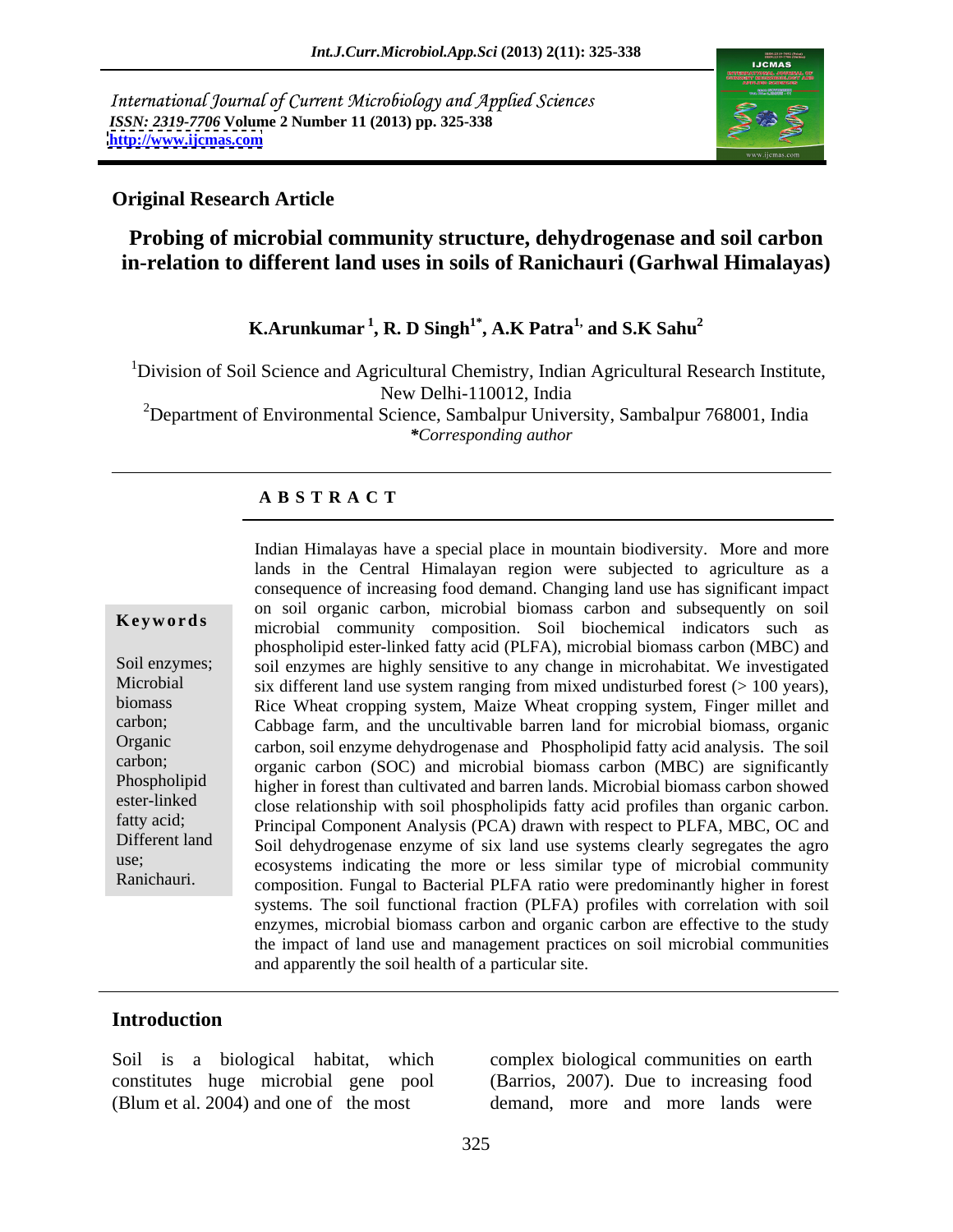International Journal of Current Microbiology and Applied Sciences
*ISSN: 2319-7706* **Volume 2 Number 11 (2013) pp. 325-338**
**http://www.ijcmas.com**

**Original Research Article**

# Probing of microbial community structure, dehydrogenase and soil carbon in-relation to different land uses in soils of Ranichauri (Garhwal Himalayas)

**K.Arunkumar [1], R. D Singh[1*], A.K Patra[1] and S.K Sahu[2]**

[1]Division of Soil Science and Agricultural Chemistry, Indian Agricultural Research Institute, New Delhi-110012, India

[2]Department of Environmental Science, Sambalpur University, Sambalpur 768001, India

***Corresponding author**

## A B S T R A C T

**Keywords**

Soil enzymes; Microbial biomass carbon; Organic carbon; Phospholipid ester-linked fatty acid; Different land use; Ranichauri.

Indian Himalayas have a special place in mountain biodiversity. More and more lands in the Central Himalayan region were subjected to agriculture as a consequence of increasing food demand. Changing land use has significant impact on soil organic carbon, microbial biomass carbon and subsequently on soil microbial community composition. Soil biochemical indicators such as phospholipid ester-linked fatty acid (PLFA), microbial biomass carbon (MBC) and soil enzymes are highly sensitive to any change in microhabitat. We investigated six different land use system ranging from mixed undisturbed forest (> 100 years), Rice Wheat cropping system, Maize Wheat cropping system, Finger millet and Cabbage farm, and the uncultivable barren land for microbial biomass, organic carbon, soil enzyme dehydrogenase and Phospholipid fatty acid analysis. The soil organic carbon (SOC) and microbial biomass carbon (MBC) are significantly higher in forest than cultivated and barren lands. Microbial biomass carbon showed close relationship with soil phospholipids fatty acid profiles than organic carbon. Principal Component Analysis (PCA) drawn with respect to PLFA, MBC, OC and Soil dehydrogenase enzyme of six land use systems clearly segregates the agro ecosystems indicating the more or less similar type of microbial community composition. Fungal to Bacterial PLFA ratio were predominantly higher in forest systems. The soil functional fraction (PLFA) profiles with correlation with soil enzymes, microbial biomass carbon and organic carbon are effective to the study the impact of land use and management practices on soil microbial communities and apparently the soil health of a particular site.

## Introduction

Soil is a biological habitat, which constitutes huge microbial gene pool (Blum et al. 2004) and one of the most complex biological communities on earth (Barrios, 2007). Due to increasing food demand, more and more lands were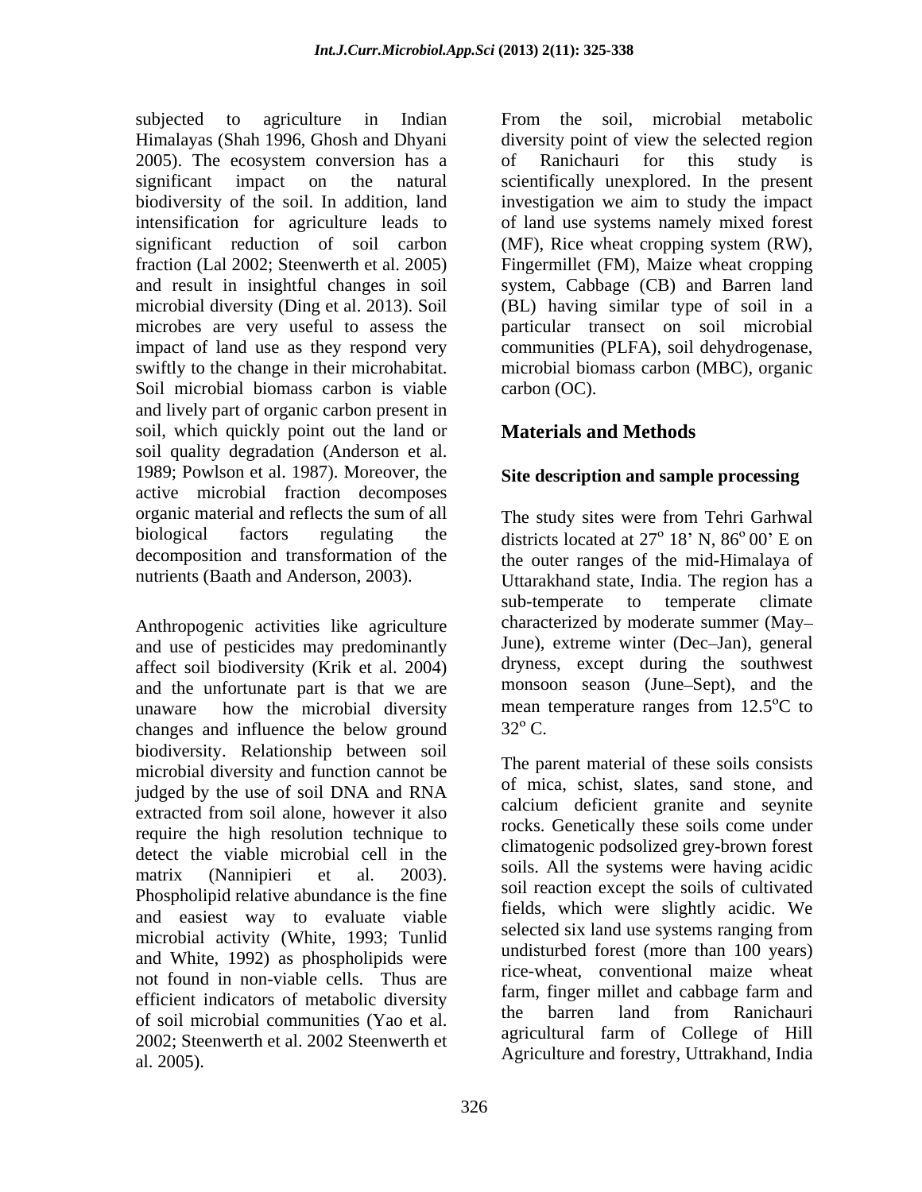subjected to agriculture in Indian Himalayas (Shah 1996, Ghosh and Dhyani 2005). The ecosystem conversion has a significant impact on the natural biodiversity of the soil. In addition, land intensification for agriculture leads to significant reduction of soil carbon fraction (Lal 2002; Steenwerth et al. 2005) and result in insightful changes in soil microbial diversity (Ding et al. 2013). Soil microbes are very useful to assess the impact of land use as they respond very swiftly to the change in their microhabitat. Soil microbial biomass carbon is viable and lively part of organic carbon present in soil, which quickly point out the land or soil quality degradation (Anderson et al. 1989; Powlson et al. 1987). Moreover, the active microbial fraction decomposes organic material and reflects the sum of all biological factors regulating the decomposition and transformation of the nutrients (Baath and Anderson, 2003).

Anthropogenic activities like agriculture and use of pesticides may predominantly affect soil biodiversity (Krik et al. 2004) and the unfortunate part is that we are unaware how the microbial diversity changes and influence the below ground biodiversity. Relationship between soil microbial diversity and function cannot be judged by the use of soil DNA and RNA extracted from soil alone, however it also require the high resolution technique to detect the viable microbial cell in the matrix (Nannipieri et al. 2003). Phospholipid relative abundance is the fine and easiest way to evaluate viable microbial activity (White, 1993; Tunlid and White, 1992) as phospholipids were not found in non-viable cells. Thus are efficient indicators of metabolic diversity of soil microbial communities (Yao et al. 2002; Steenwerth et al. 2002 Steenwerth et al. 2005).

From the soil, microbial metabolic diversity point of view the selected region of Ranichauri for this study is scientifically unexplored. In the present investigation we aim to study the impact of land use systems namely mixed forest (MF), Rice wheat cropping system (RW), Fingermillet (FM), Maize wheat cropping system, Cabbage (CB) and Barren land (BL) having similar type of soil in a particular transect on soil microbial communities (PLFA), soil dehydrogenase, microbial biomass carbon (MBC), organic carbon (OC).

## Materials and Methods

### Site description and sample processing

The study sites were from Tehri Garhwal districts located at 27$^{o}$ 18' N, 86$^{o}$ 00' E on the outer ranges of the mid-Himalaya of Uttarakhand state, India. The region has a sub-temperate to temperate climate characterized by moderate summer (May–June), extreme winter (Dec–Jan), general dryness, except during the southwest monsoon season (June–Sept), and the mean temperature ranges from 12.5$^{o}$C to 32$^{o}$ C.

The parent material of these soils consists of mica, schist, slates, sand stone, and calcium deficient granite and seynite rocks. Genetically these soils come under climatogenic podsolized grey-brown forest soils. All the systems were having acidic soil reaction except the soils of cultivated fields, which were slightly acidic. We selected six land use systems ranging from undisturbed forest (more than 100 years) rice-wheat, conventional maize wheat farm, finger millet and cabbage farm and the barren land from Ranichauri agricultural farm of College of Hill Agriculture and forestry, Uttrakhand, India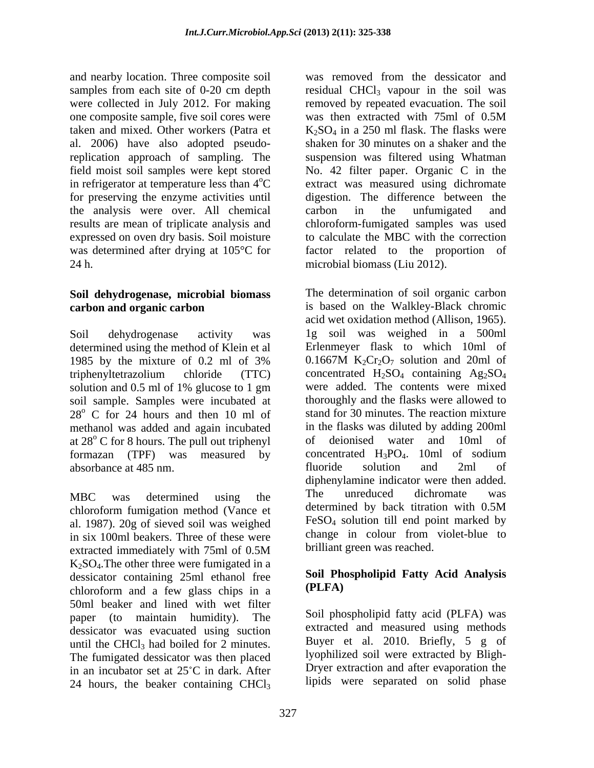and nearby location. Three composite soil samples from each site of 0-20 cm depth were collected in July 2012. For making one composite sample, five soil cores were taken and mixed. Other workers (Patra et al. 2006) have also adopted pseudo-replication approach of sampling. The field moist soil samples were kept stored in refrigerator at temperature less than $4^oC$ for preserving the enzyme activities until the analysis were over. All chemical results are mean of triplicate analysis and expressed on oven dry basis. Soil moisture was determined after drying at 105°C for 24 h.

### Soil dehydrogenase, microbial biomass carbon and organic carbon

Soil dehydrogenase activity was determined using the method of Klein et al 1985 by the mixture of 0.2 ml of 3% triphenyltetrazolium chloride (TTC) solution and 0.5 ml of 1% glucose to 1 gm soil sample. Samples were incubated at $28^o$ C for 24 hours and then 10 ml of methanol was added and again incubated at $28^o$ C for 8 hours. The pull out triphenyl formazan (TPF) was measured by absorbance at 485 nm.

MBC was determined using the chloroform fumigation method (Vance et al. 1987). 20g of sieved soil was weighed in six 100ml beakers. Three of these were extracted immediately with 75ml of 0.5M $K_2SO_4$.The other three were fumigated in a dessicator containing 25ml ethanol free chloroform and a few glass chips in a 50ml beaker and lined with wet filter paper (to maintain humidity). The dessicator was evacuated using suction until the $CHCl_3$ had boiled for 2 minutes. The fumigated dessicator was then placed in an incubator set at 25˚C in dark. After 24 hours, the beaker containing $CHCl_3$ was removed from the dessicator and residual $CHCl_3$ vapour in the soil was removed by repeated evacuation. The soil was then extracted with 75ml of 0.5M $K_2SO_4$ in a 250 ml flask. The flasks were shaken for 30 minutes on a shaker and the suspension was filtered using Whatman No. 42 filter paper. Organic C in the extract was measured using dichromate digestion. The difference between the carbon in the unfumigated and chloroform-fumigated samples was used to calculate the MBC with the correction factor related to the proportion of microbial biomass (Liu 2012).

The determination of soil organic carbon is based on the Walkley-Black chromic acid wet oxidation method (Allison, 1965). 1g soil was weighed in a 500ml Erlenmeyer flask to which 10ml of 0.1667M $K_2Cr_2O_7$ solution and 20ml of concentrated $H_2SO_4$ containing $Ag_2SO_4$ were added. The contents were mixed thoroughly and the flasks were allowed to stand for 30 minutes. The reaction mixture in the flasks was diluted by adding 200ml of deionised water and 10ml of concentrated $H_3PO_4$. 10ml of sodium fluoride solution and 2ml of diphenylamine indicator were then added. The unreduced dichromate was determined by back titration with 0.5M $FeSO_4$ solution till end point marked by change in colour from violet-blue to brilliant green was reached.

### Soil Phospholipid Fatty Acid Analysis (PLFA)

Soil phospholipid fatty acid (PLFA) was extracted and measured using methods Buyer et al. 2010. Briefly, 5 g of lyophilized soil were extracted by Bligh-Dryer extraction and after evaporation the lipids were separated on solid phase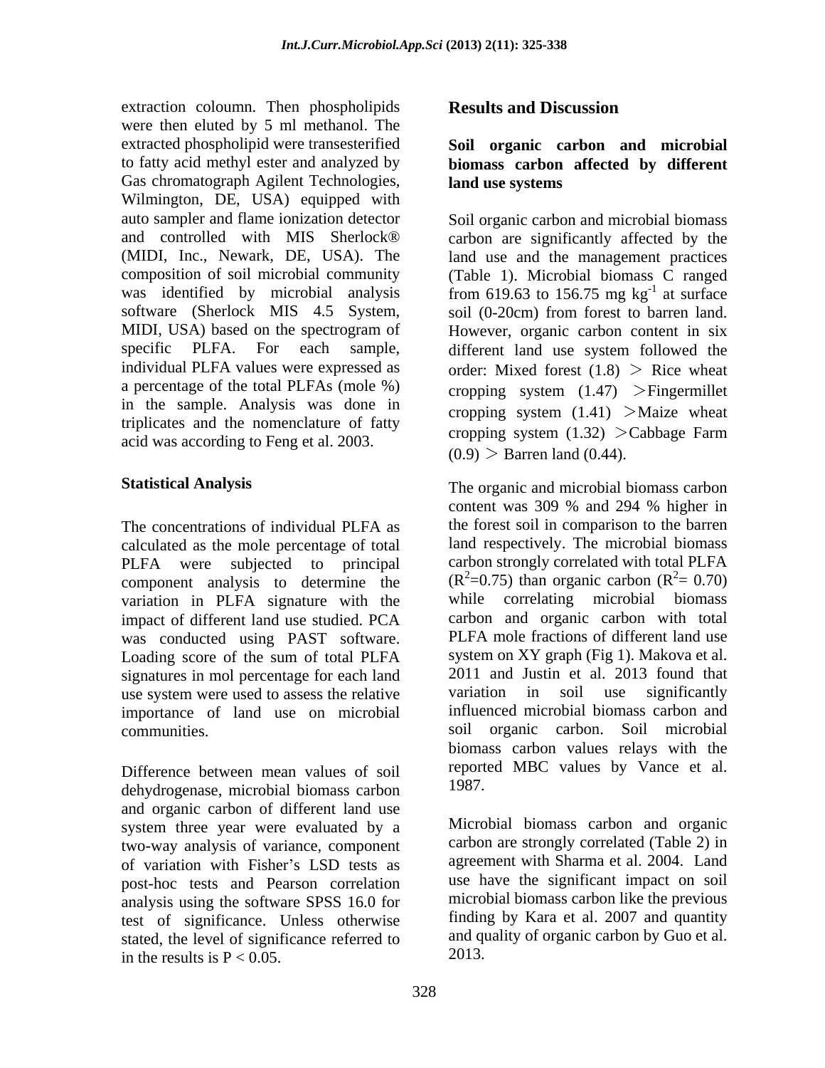extraction coloumn. Then phospholipids were then eluted by 5 ml methanol. The extracted phospholipid were transesterified to fatty acid methyl ester and analyzed by Gas chromatograph Agilent Technologies, Wilmington, DE, USA) equipped with auto sampler and flame ionization detector and controlled with MIS Sherlock® (MIDI, Inc., Newark, DE, USA). The composition of soil microbial community was identified by microbial analysis software (Sherlock MIS 4.5 System, MIDI, USA) based on the spectrogram of specific PLFA. For each sample, individual PLFA values were expressed as a percentage of the total PLFAs (mole %) in the sample. Analysis was done in triplicates and the nomenclature of fatty acid was according to Feng et al. 2003.

## Statistical Analysis

The concentrations of individual PLFA as calculated as the mole percentage of total PLFA were subjected to principal component analysis to determine the variation in PLFA signature with the impact of different land use studied. PCA was conducted using PAST software. Loading score of the sum of total PLFA signatures in mol percentage for each land use system were used to assess the relative importance of land use on microbial communities.

Difference between mean values of soil dehydrogenase, microbial biomass carbon and organic carbon of different land use system three year were evaluated by a two-way analysis of variance, component of variation with Fisher's LSD tests as post-hoc tests and Pearson correlation analysis using the software SPSS 16.0 for test of significance. Unless otherwise stated, the level of significance referred to in the results is $P < 0.05$.

## Results and Discussion

### Soil organic carbon and microbial biomass carbon affected by different land use systems

Soil organic carbon and microbial biomass carbon are significantly affected by the land use and the management practices (Table 1). Microbial biomass C ranged from 619.63 to 156.75 mg $kg^{-1}$ at surface soil (0-20cm) from forest to barren land. However, organic carbon content in six different land use system followed the order: Mixed forest (1.8) > Rice wheat cropping system (1.47) >Fingermillet cropping system (1.41) >Maize wheat cropping system (1.32) >Cabbage Farm (0.9) > Barren land (0.44).

The organic and microbial biomass carbon content was 309 % and 294 % higher in the forest soil in comparison to the barren land respectively. The microbial biomass carbon strongly correlated with total PLFA ($R^2$=0.75) than organic carbon ($R^2$= 0.70) while correlating microbial biomass carbon and organic carbon with total PLFA mole fractions of different land use system on XY graph (Fig 1). Makova et al. 2011 and Justin et al. 2013 found that variation in soil use significantly influenced microbial biomass carbon and soil organic carbon. Soil microbial biomass carbon values relays with the reported MBC values by Vance et al. 1987.

Microbial biomass carbon and organic carbon are strongly correlated (Table 2) in agreement with Sharma et al. 2004. Land use have the significant impact on soil microbial biomass carbon like the previous finding by Kara et al. 2007 and quantity and quality of organic carbon by Guo et al. 2013.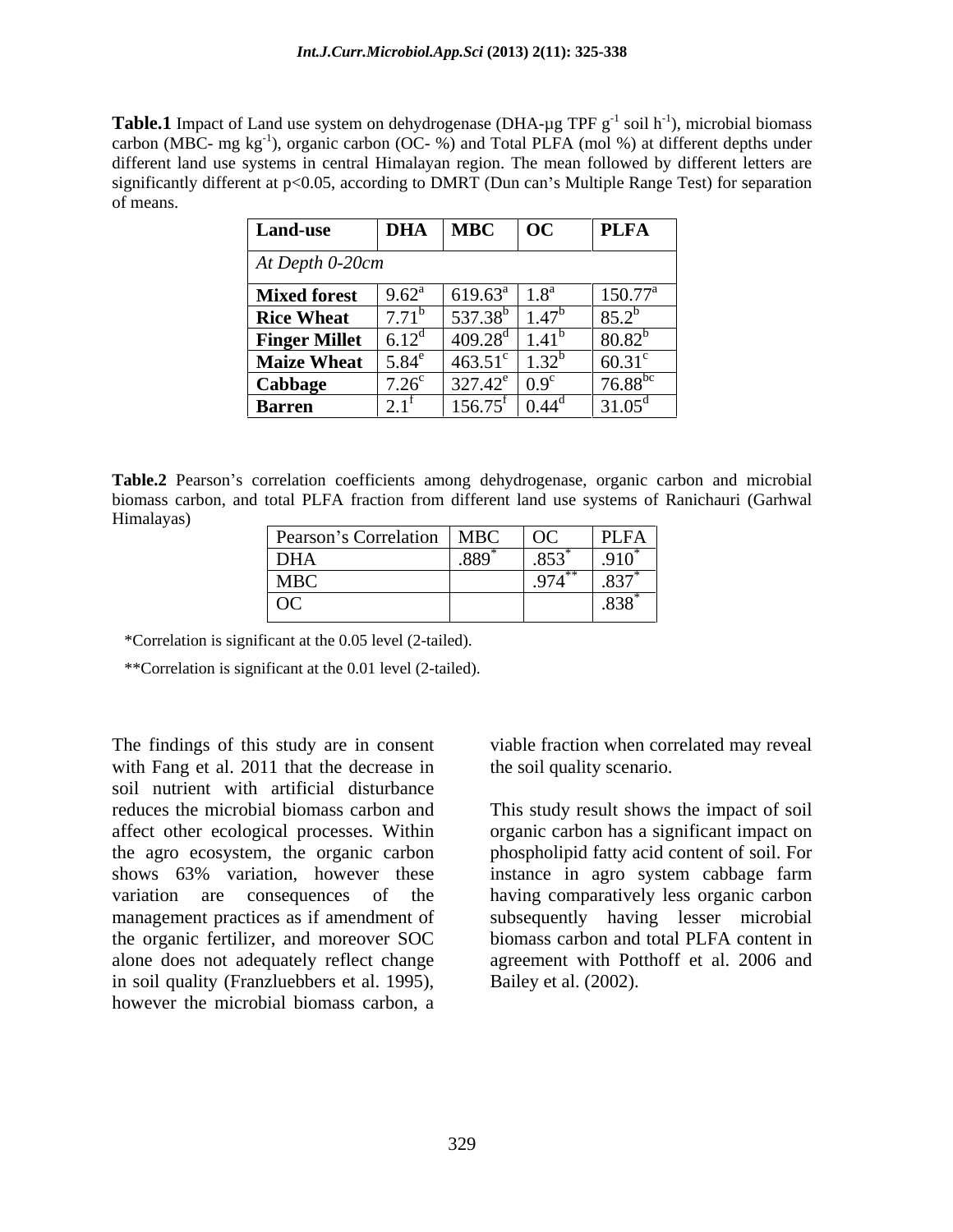**Table.1** Impact of Land use system on dehydrogenase (DHA-µg TPF $g^{-1}$ soil $h^{-1}$), microbial biomass carbon (MBC- mg $kg^{-1}$), organic carbon (OC- %) and Total PLFA (mol %) at different depths under different land use systems in central Himalayan region. The mean followed by different letters are significantly different at p<0.05, according to DMRT (Dun can's Multiple Range Test) for separation of means.

| Land-use | DHA | MBC | OC | PLFA |
|---|---|---|---|---|
| *At Depth 0-20cm* | | | | |
| **Mixed forest** | $9.62^{a}$ | $619.63^{a}$ | $1.8^{a}$ | $150.77^{a}$ |
| **Rice Wheat** | $7.71^{b}$ | $537.38^{b}$ | $1.47^{b}$ | $85.2^{b}$ |
| **Finger Millet** | $6.12^{d}$ | $409.28^{d}$ | $1.41^{b}$ | $80.82^{b}$ |
| **Maize Wheat** | $5.84^{e}$ | $463.51^{c}$ | $1.32^{b}$ | $60.31^{c}$ |
| **Cabbage** | $7.26^{c}$ | $327.42^{e}$ | $0.9^{c}$ | $76.88^{bc}$ |
| **Barren** | $2.1^{f}$ | $156.75^{f}$ | $0.44^{d}$ | $31.05^{d}$ |

**Table.2** Pearson's correlation coefficients among dehydrogenase, organic carbon and microbial biomass carbon, and total PLFA fraction from different land use systems of Ranichauri (Garhwal Himalayas)

| Pearson's Correlation | MBC | OC | PLFA |
|---|---|---|---|
| DHA | $.889^{*}$ | $.853^{*}$ | $.910^{*}$ |
| MBC | | $.974^{**}$ | $.837^{*}$ |
| OC | | | $.838^{*}$ |

*Correlation is significant at the 0.05 level (2-tailed).

**Correlation is significant at the 0.01 level (2-tailed).

The findings of this study are in consent with Fang et al. 2011 that the decrease in soil nutrient with artificial disturbance reduces the microbial biomass carbon and affect other ecological processes. Within the agro ecosystem, the organic carbon shows 63% variation, however these variation are consequences of the management practices as if amendment of the organic fertilizer, and moreover SOC alone does not adequately reflect change in soil quality (Franzluebbers et al. 1995), however the microbial biomass carbon, a viable fraction when correlated may reveal the soil quality scenario.

This study result shows the impact of soil organic carbon has a significant impact on phospholipid fatty acid content of soil. For instance in agro system cabbage farm having comparatively less organic carbon subsequently having lesser microbial biomass carbon and total PLFA content in agreement with Potthoff et al. 2006 and Bailey et al. (2002).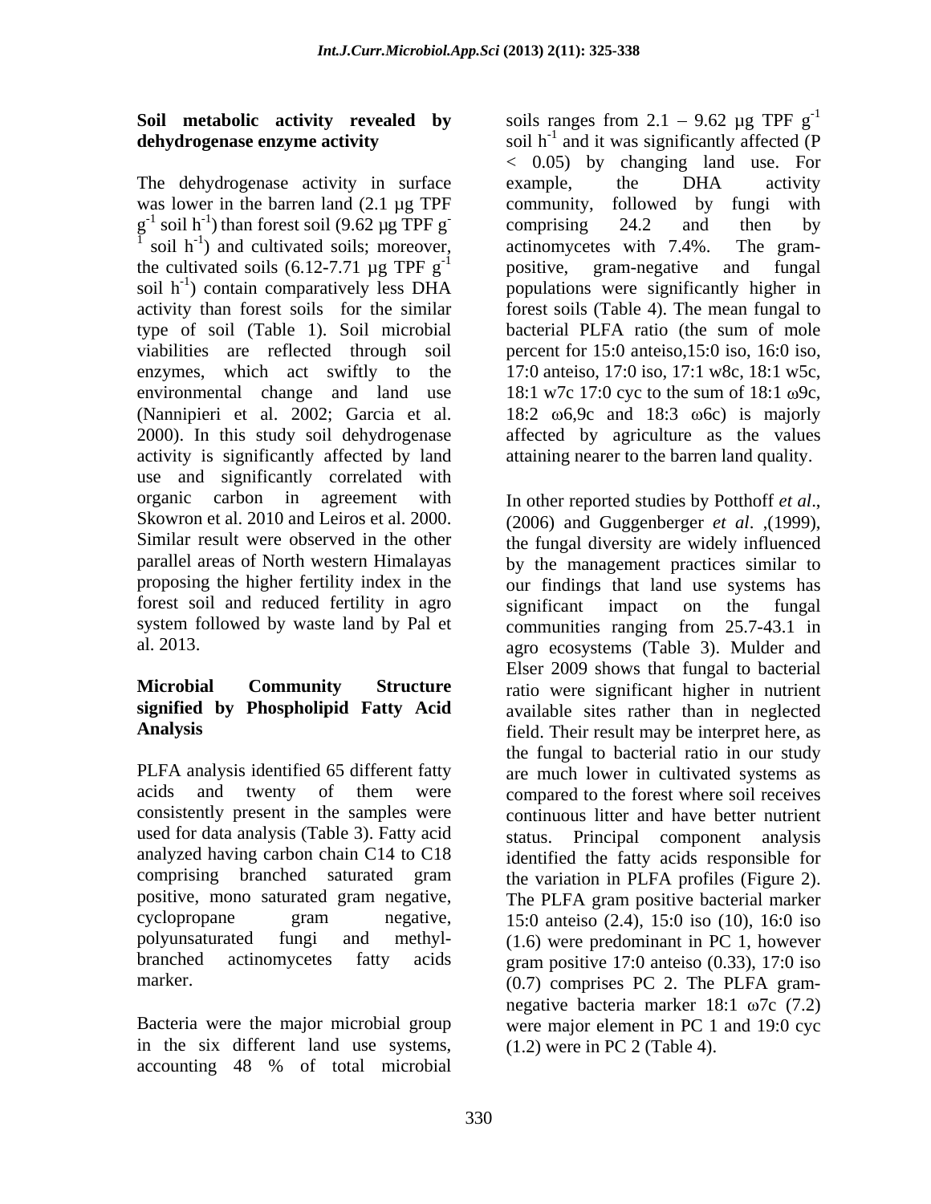### Soil metabolic activity revealed by dehydrogenase enzyme activity

The dehydrogenase activity in surface was lower in the barren land (2.1 µg TPF $g^{-1}$ soil $h^{-1}$) than forest soil (9.62 µg TPF $g^{-1}$ soil $h^{-1}$) and cultivated soils; moreover, the cultivated soils (6.12-7.71 µg TPF $g^{-1}$ soil $h^{-1}$) contain comparatively less DHA activity than forest soils for the similar type of soil (Table 1). Soil microbial viabilities are reflected through soil enzymes, which act swiftly to the environmental change and land use (Nannipieri et al. 2002; Garcia et al. 2000). In this study soil dehydrogenase activity is significantly affected by land use and significantly correlated with organic carbon in agreement with Skowron et al. 2010 and Leiros et al. 2000. Similar result were observed in the other parallel areas of North western Himalayas proposing the higher fertility index in the forest soil and reduced fertility in agro system followed by waste land by Pal et al. 2013.

### Microbial Community Structure signified by Phospholipid Fatty Acid Analysis

PLFA analysis identified 65 different fatty acids and twenty of them were consistently present in the samples were used for data analysis (Table 3). Fatty acid analyzed having carbon chain C14 to C18 comprising branched saturated gram positive, mono saturated gram negative, cyclopropane gram negative, polyunsaturated fungi and methyl-branched actinomycetes fatty acids marker.

Bacteria were the major microbial group in the six different land use systems, accounting 48 % of total microbial soils ranges from 2.1 – 9.62 µg TPF $g^{-1}$ soil $h^{-1}$ and it was significantly affected ($P < 0.05$) by changing land use. For example, the DHA activity community, followed by fungi with comprising 24.2 and then by actinomycetes with 7.4%. The gram-positive, gram-negative and fungal populations were significantly higher in forest soils (Table 4). The mean fungal to bacterial PLFA ratio (the sum of mole percent for 15:0 anteiso,15:0 iso, 16:0 iso, 17:0 anteiso, 17:0 iso, 17:1 w8c, 18:1 w5c, 18:1 w7c 17:0 cyc to the sum of 18:1 ω9c, 18:2 ω6,9c and 18:3 ω6c) is majorly affected by agriculture as the values attaining nearer to the barren land quality.

In other reported studies by Potthoff *et al*., (2006) and Guggenberger *et al*. ,(1999), the fungal diversity are widely influenced by the management practices similar to our findings that land use systems has significant impact on the fungal communities ranging from 25.7-43.1 in agro ecosystems (Table 3). Mulder and Elser 2009 shows that fungal to bacterial ratio were significant higher in nutrient available sites rather than in neglected field. Their result may be interpret here, as the fungal to bacterial ratio in our study are much lower in cultivated systems as compared to the forest where soil receives continuous litter and have better nutrient status. Principal component analysis identified the fatty acids responsible for the variation in PLFA profiles (Figure 2). The PLFA gram positive bacterial marker 15:0 anteiso (2.4), 15:0 iso (10), 16:0 iso (1.6) were predominant in PC 1, however gram positive 17:0 anteiso (0.33), 17:0 iso (0.7) comprises PC 2. The PLFA gram-negative bacteria marker 18:1 ω7c (7.2) were major element in PC 1 and 19:0 cyc (1.2) were in PC 2 (Table 4).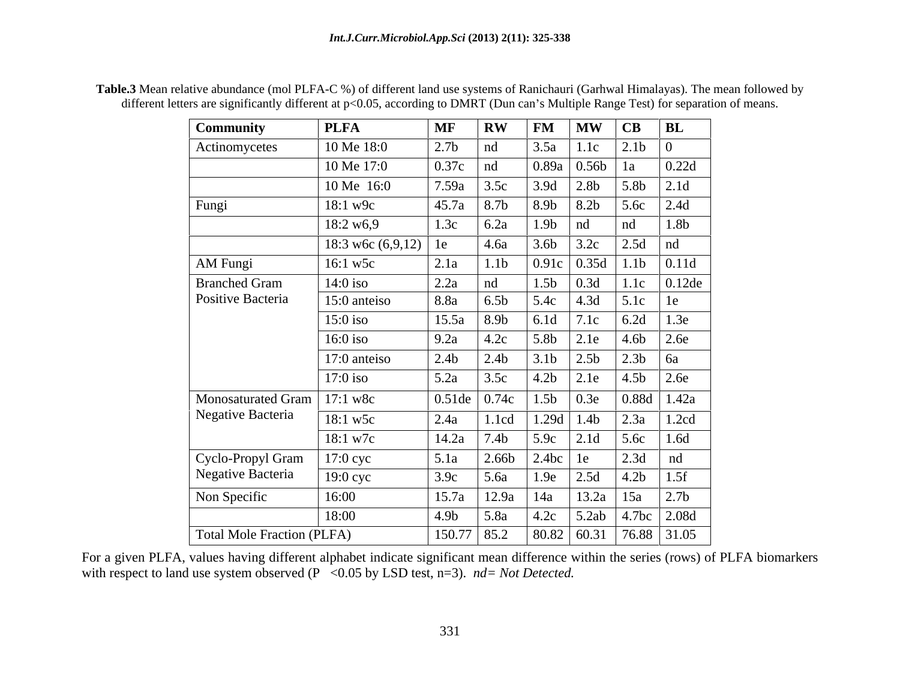**Table.3** Mean relative abundance (mol PLFA-C %) of different land use systems of Ranichauri (Garhwal Himalayas). The mean followed by different letters are significantly different at p<0.05, according to DMRT (Dun can's Multiple Range Test) for separation of means.

| Community | PLFA | MF | RW | FM | MW | CB | BL |
|---|---|---|---|---|---|---|---|
| Actinomycetes | 10 Me 18:0 | 2.7b | nd | 3.5a | 1.1c | 2.1b | 0 |
| | 10 Me 17:0 | 0.37c | nd | 0.89a | 0.56b | 1a | 0.22d |
| | 10 Me 16:0 | 7.59a | 3.5c | 3.9d | 2.8b | 5.8b | 2.1d |
| Fungi | 18:1 w9c | 45.7a | 8.7b | 8.9b | 8.2b | 5.6c | 2.4d |
| | 18:2 w6,9 | 1.3c | 6.2a | 1.9b | nd | nd | 1.8b |
| | 18:3 w6c (6,9,12) | 1e | 4.6a | 3.6b | 3.2c | 2.5d | nd |
| AM Fungi | 16:1 w5c | 2.1a | 1.1b | 0.91c | 0.35d | 1.1b | 0.11d |
| Branched Gram Positive Bacteria | 14:0 iso | 2.2a | nd | 1.5b | 0.3d | 1.1c | 0.12de |
| | 15:0 anteiso | 8.8a | 6.5b | 5.4c | 4.3d | 5.1c | 1e |
| | 15:0 iso | 15.5a | 8.9b | 6.1d | 7.1c | 6.2d | 1.3e |
| | 16:0 iso | 9.2a | 4.2c | 5.8b | 2.1e | 4.6b | 2.6e |
| | 17:0 anteiso | 2.4b | 2.4b | 3.1b | 2.5b | 2.3b | 6a |
| | 17:0 iso | 5.2a | 3.5c | 4.2b | 2.1e | 4.5b | 2.6e |
| Monosaturated Gram Negative Bacteria | 17:1 w8c | 0.51de | 0.74c | 1.5b | 0.3e | 0.88d | 1.42a |
| | 18:1 w5c | 2.4a | 1.1cd | 1.29d | 1.4b | 2.3a | 1.2cd |
| | 18:1 w7c | 14.2a | 7.4b | 5.9c | 2.1d | 5.6c | 1.6d |
| Cyclo-Propyl Gram Negative Bacteria | 17:0 cyc | 5.1a | 2.66b | 2.4bc | 1e | 2.3d | nd |
| | 19:0 cyc | 3.9c | 5.6a | 1.9e | 2.5d | 4.2b | 1.5f |
| Non Specific | 16:00 | 15.7a | 12.9a | 14a | 13.2a | 15a | 2.7b |
| | 18:00 | 4.9b | 5.8a | 4.2c | 5.2ab | 4.7bc | 2.08d |
| Total Mole Fraction (PLFA) | | 150.77 | 85.2 | 80.82 | 60.31 | 76.88 | 31.05 |

For a given PLFA, values having different alphabet indicate significant mean difference within the series (rows) of PLFA biomarkers with respect to land use system observed (P <0.05 by LSD test, n=3). *nd= Not Detected.*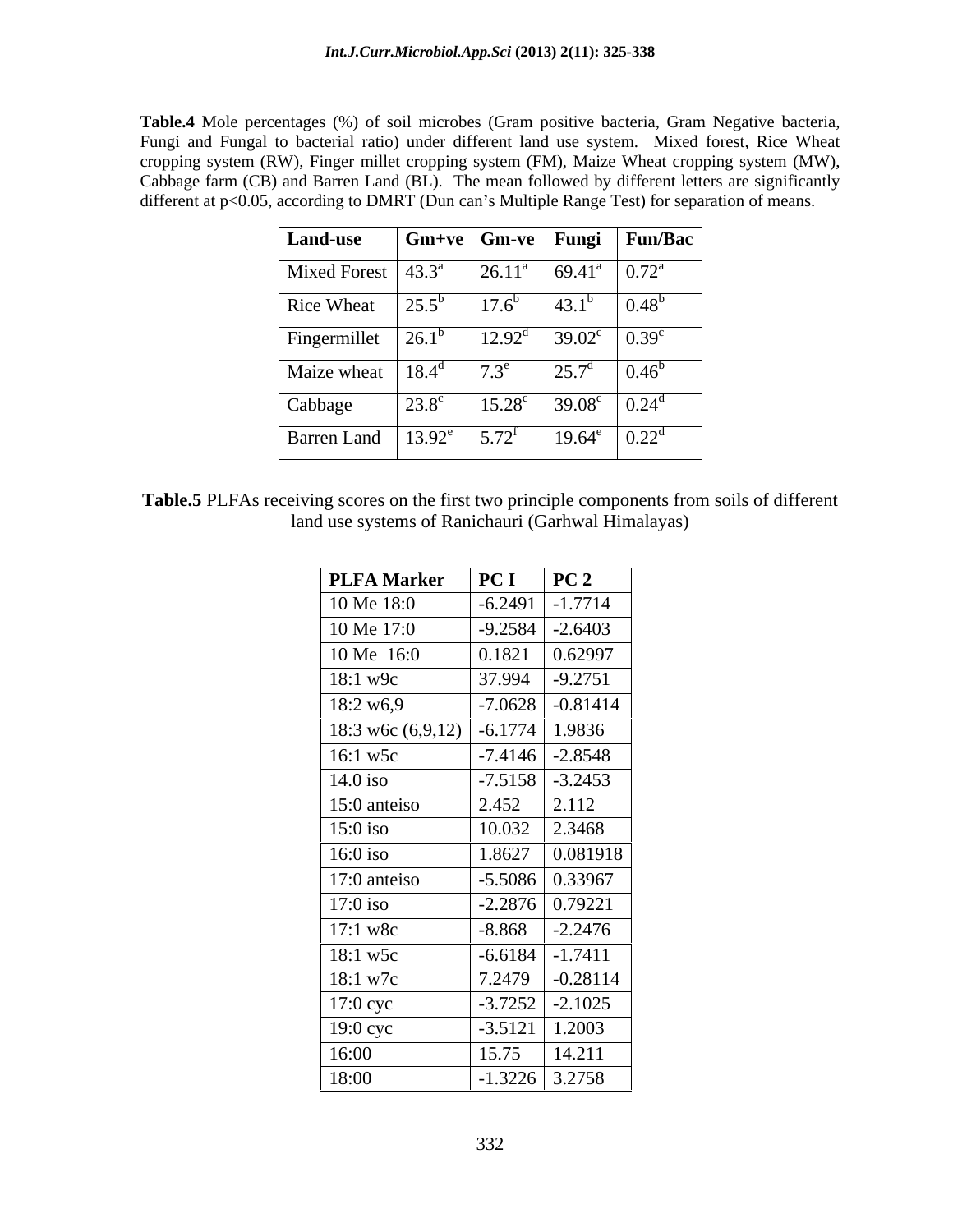**Table.4** Mole percentages (%) of soil microbes (Gram positive bacteria, Gram Negative bacteria, Fungi and Fungal to bacterial ratio) under different land use system. Mixed forest, Rice Wheat cropping system (RW), Finger millet cropping system (FM), Maize Wheat cropping system (MW), Cabbage farm (CB) and Barren Land (BL). The mean followed by different letters are significantly different at p<0.05, according to DMRT (Dun can's Multiple Range Test) for separation of means.

| Land-use | Gm+ve | Gm-ve | Fungi | Fun/Bac |
|---|---|---|---|---|
| Mixed Forest | $43.3^{a}$ | $26.11^{a}$ | $69.41^{a}$ | $0.72^{a}$ |
| Rice Wheat | $25.5^{b}$ | $17.6^{b}$ | $43.1^{b}$ | $0.48^{b}$ |
| Fingermillet | $26.1^{b}$ | $12.92^{d}$ | $39.02^{c}$ | $0.39^{c}$ |
| Maize wheat | $18.4^{d}$ | $7.3^{e}$ | $25.7^{d}$ | $0.46^{b}$ |
| Cabbage | $23.8^{c}$ | $15.28^{c}$ | $39.08^{c}$ | $0.24^{d}$ |
| Barren Land | $13.92^{e}$ | $5.72^{f}$ | $19.64^{e}$ | $0.22^{d}$ |

**Table.5** PLFAs receiving scores on the first two principle components from soils of different land use systems of Ranichauri (Garhwal Himalayas)

| PLFA Marker | PC I | PC 2 |
|---|---|---|
| 10 Me 18:0 | -6.2491 | -1.7714 |
| 10 Me 17:0 | -9.2584 | -2.6403 |
| 10 Me 16:0 | 0.1821 | 0.62997 |
| 18:1 w9c | 37.994 | -9.2751 |
| 18:2 w6,9 | -7.0628 | -0.81414 |
| 18:3 w6c (6,9,12) | -6.1774 | 1.9836 |
| 16:1 w5c | -7.4146 | -2.8548 |
| 14.0 iso | -7.5158 | -3.2453 |
| 15:0 anteiso | 2.452 | 2.112 |
| 15:0 iso | 10.032 | 2.3468 |
| 16:0 iso | 1.8627 | 0.081918 |
| 17:0 anteiso | -5.5086 | 0.33967 |
| 17:0 iso | -2.2876 | 0.79221 |
| 17:1 w8c | -8.868 | -2.2476 |
| 18:1 w5c | -6.6184 | -1.7411 |
| 18:1 w7c | 7.2479 | -0.28114 |
| 17:0 cyc | -3.7252 | -2.1025 |
| 19:0 cyc | -3.5121 | 1.2003 |
| 16:00 | 15.75 | 14.211 |
| 18:00 | -1.3226 | 3.2758 |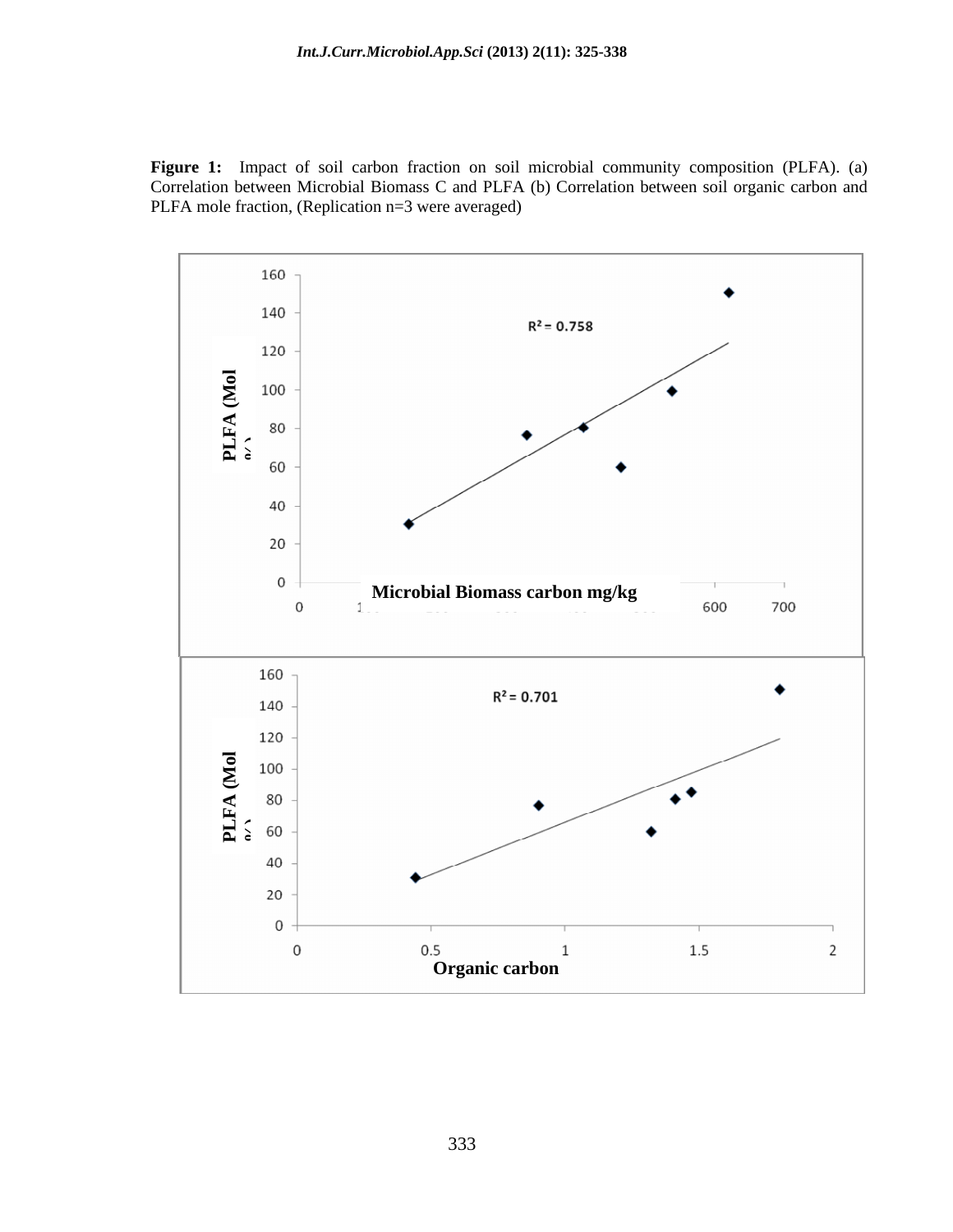**Figure 1:** Impact of soil carbon fraction on soil microbial community composition (PLFA). (a) Correlation between Microbial Biomass C and PLFA (b) Correlation between soil organic carbon and PLFA mole fraction, (Replication n=3 were averaged)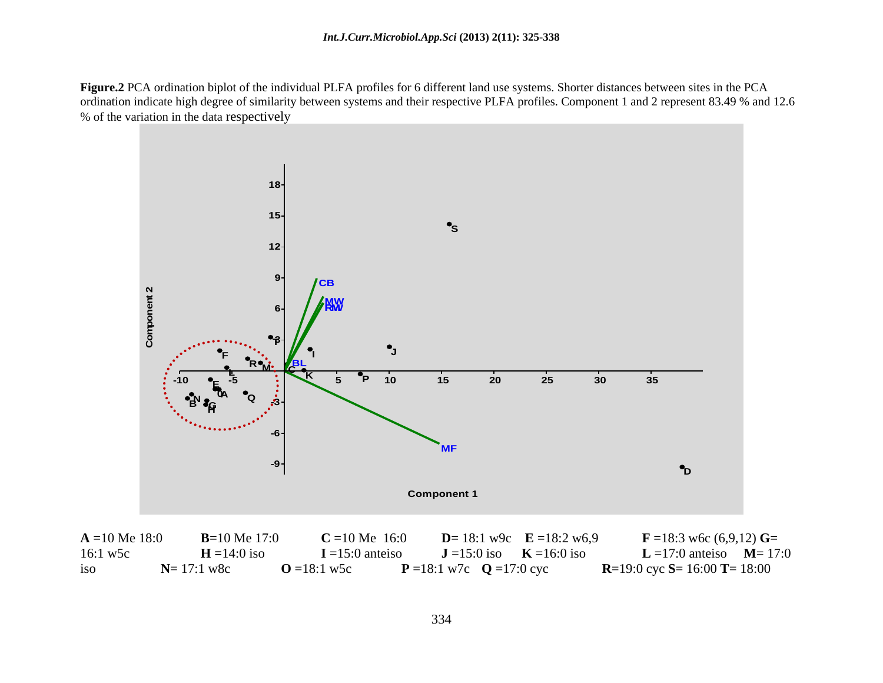**Figure.2** PCA ordination biplot of the individual PLFA profiles for 6 different land use systems. Shorter distances between sites in the PCA ordination indicate high degree of similarity between systems and their respective PLFA profiles. Component 1 and 2 represent 83.49 % and 12.6 % of the variation in the data respectively

**A** =10 Me 18:0 **B**=10 Me 17:0 **C** =10 Me 16:0 **D**= 18:1 w9c **E** =18:2 w6,9 **F** =18:3 w6c (6,9,12) **G**= 16:1 w5c **H** =14:0 iso **I** =15:0 anteiso **J** =15:0 iso **K** =16:0 iso **L** =17:0 anteiso **M**= 17:0 iso **N**= 17:1 w8c **O** =18:1 w5c **P** =18:1 w7c **Q** =17:0 cyc **R**=19:0 cyc **S**= 16:00 **T**= 18:00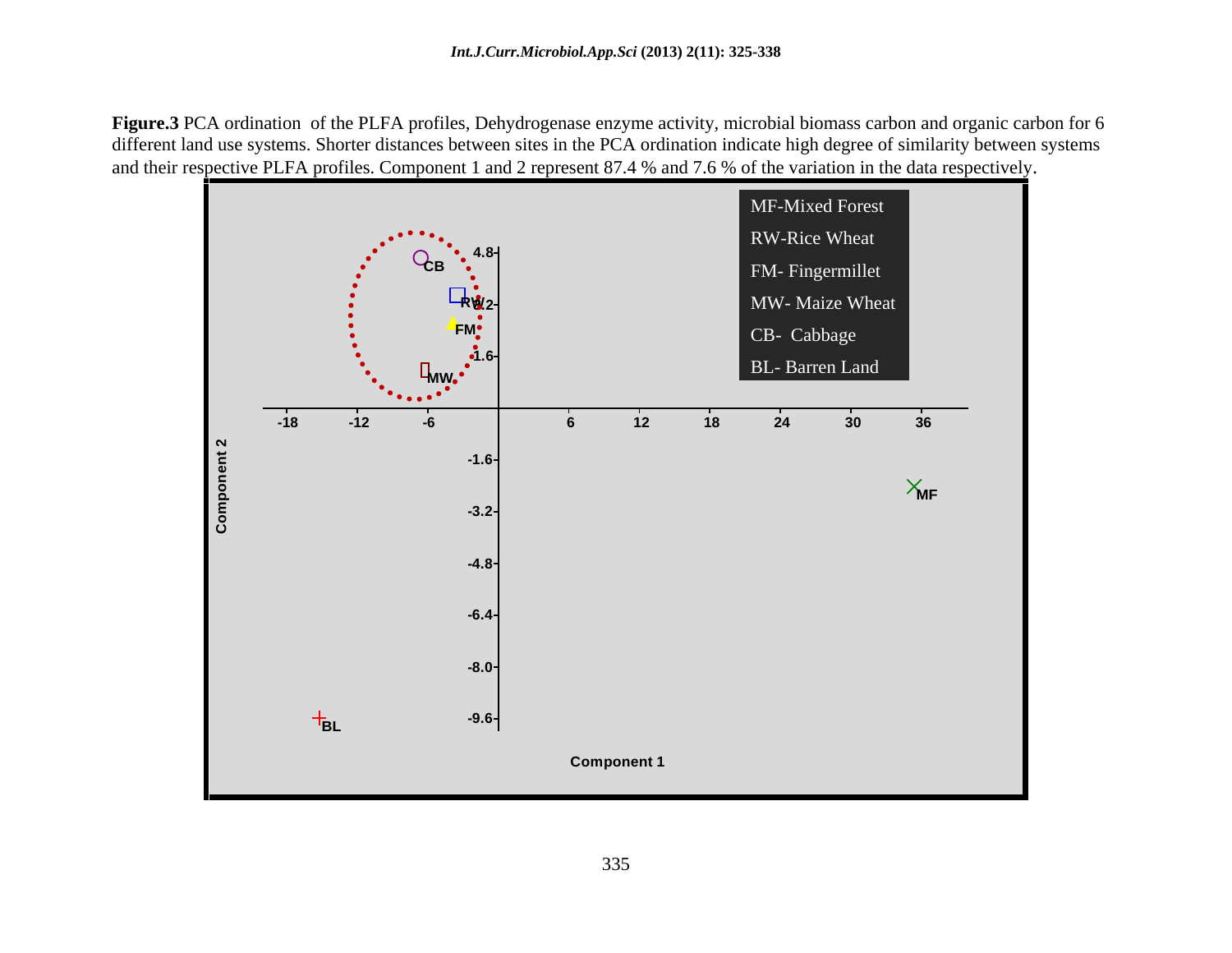**Figure.3** PCA ordination of the PLFA profiles, Dehydrogenase enzyme activity, microbial biomass carbon and organic carbon for 6 different land use systems. Shorter distances between sites in the PCA ordination indicate high degree of similarity between systems and their respective PLFA profiles. Component 1 and 2 represent 87.4 % and 7.6 % of the variation in the data respectively.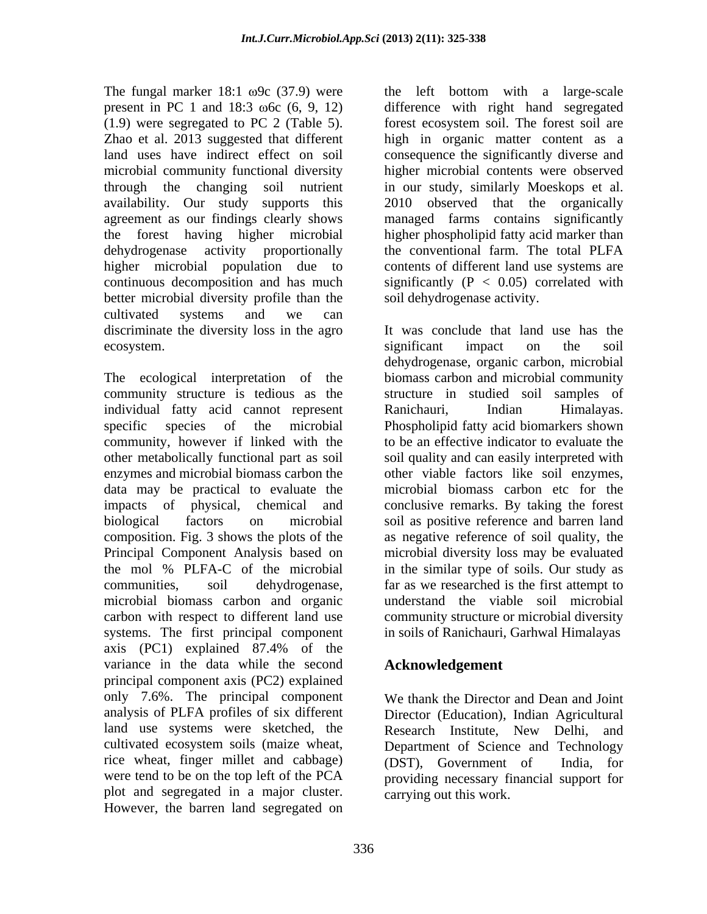The fungal marker 18:1 ω9c (37.9) were present in PC 1 and 18:3 ω6c (6, 9, 12) (1.9) were segregated to PC 2 (Table 5). Zhao et al. 2013 suggested that different land uses have indirect effect on soil microbial community functional diversity through the changing soil nutrient availability. Our study supports this agreement as our findings clearly shows the forest having higher microbial dehydrogenase activity proportionally higher microbial population due to continuous decomposition and has much better microbial diversity profile than the cultivated systems and we can discriminate the diversity loss in the agro ecosystem.

The ecological interpretation of the community structure is tedious as the individual fatty acid cannot represent specific species of the microbial community, however if linked with the other metabolically functional part as soil enzymes and microbial biomass carbon the data may be practical to evaluate the impacts of physical, chemical and biological factors on microbial composition. Fig. 3 shows the plots of the Principal Component Analysis based on the mol % PLFA-C of the microbial communities, soil dehydrogenase, microbial biomass carbon and organic carbon with respect to different land use systems. The first principal component axis (PC1) explained 87.4% of the variance in the data while the second principal component axis (PC2) explained only 7.6%. The principal component analysis of PLFA profiles of six different land use systems were sketched, the cultivated ecosystem soils (maize wheat, rice wheat, finger millet and cabbage) were tend to be on the top left of the PCA plot and segregated in a major cluster. However, the barren land segregated on the left bottom with a large-scale difference with right hand segregated forest ecosystem soil. The forest soil are high in organic matter content as a consequence the significantly diverse and higher microbial contents were observed in our study, similarly Moeskops et al. 2010 observed that the organically managed farms contains significantly higher phospholipid fatty acid marker than the conventional farm. The total PLFA contents of different land use systems are significantly ($P < 0.05$) correlated with soil dehydrogenase activity.

It was conclude that land use has the significant impact on the soil dehydrogenase, organic carbon, microbial biomass carbon and microbial community structure in studied soil samples of Ranichauri, Indian Himalayas. Phospholipid fatty acid biomarkers shown to be an effective indicator to evaluate the soil quality and can easily interpreted with other viable factors like soil enzymes, microbial biomass carbon etc for the conclusive remarks. By taking the forest soil as positive reference and barren land as negative reference of soil quality, the microbial diversity loss may be evaluated in the similar type of soils. Our study as far as we researched is the first attempt to understand the viable soil microbial community structure or microbial diversity in soils of Ranichauri, Garhwal Himalayas

## Acknowledgement

We thank the Director and Dean and Joint Director (Education), Indian Agricultural Research Institute, New Delhi, and Department of Science and Technology (DST), Government of India, for providing necessary financial support for carrying out this work.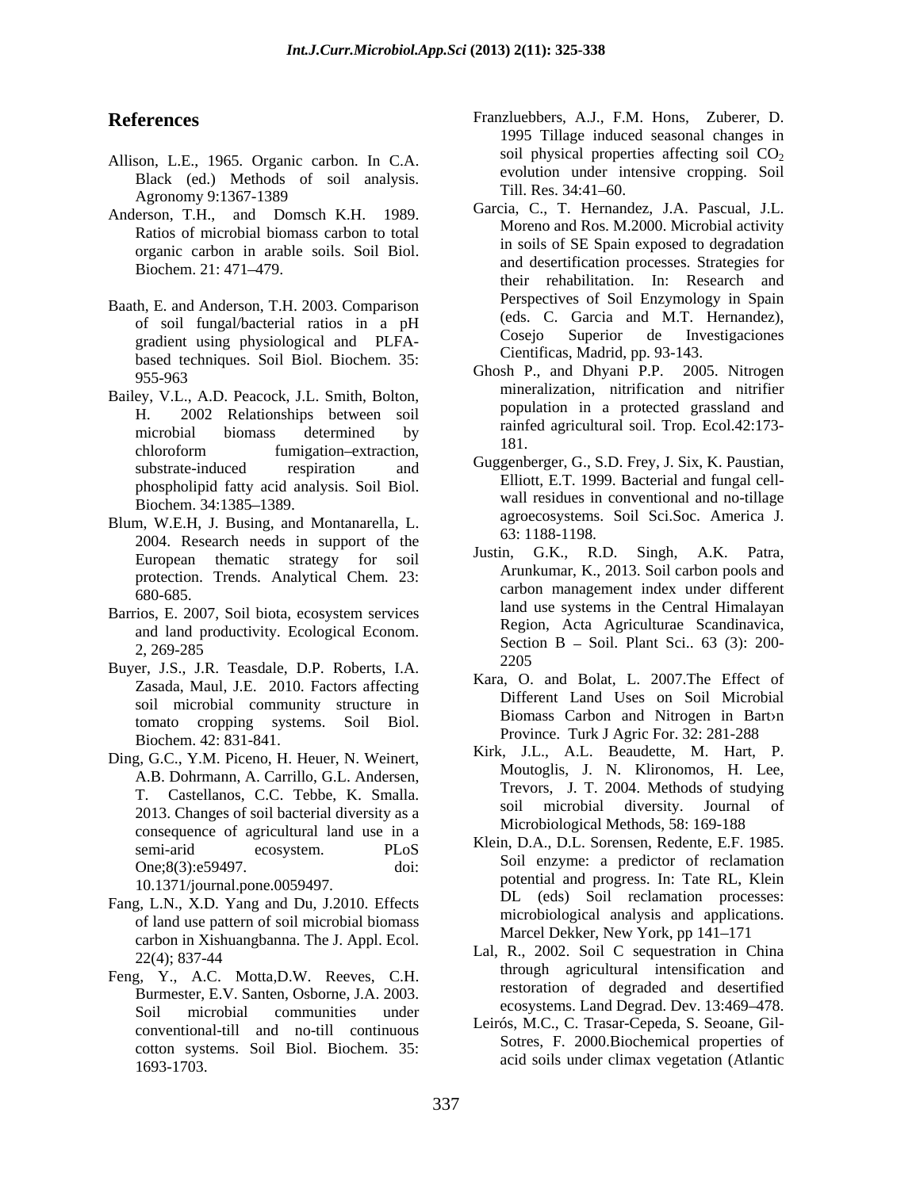## References

Allison, L.E., 1965. Organic carbon. In C.A. Black (ed.) Methods of soil analysis. Agronomy 9:1367-1389

Anderson, T.H., and Domsch K.H. 1989. Ratios of microbial biomass carbon to total organic carbon in arable soils. Soil Biol. Biochem. 21: 471–479.

Baath, E. and Anderson, T.H. 2003. Comparison of soil fungal/bacterial ratios in a pH gradient using physiological and PLFA-based techniques. Soil Biol. Biochem. 35: 955-963

Bailey, V.L., A.D. Peacock, J.L. Smith, Bolton, H. 2002 Relationships between soil microbial biomass determined by chloroform fumigation–extraction, substrate-induced respiration and phospholipid fatty acid analysis. Soil Biol. Biochem. 34:1385–1389.

Blum, W.E.H, J. Busing, and Montanarella, L. 2004. Research needs in support of the European thematic strategy for soil protection. Trends. Analytical Chem. 23: 680-685.

Barrios, E. 2007, Soil biota, ecosystem services and land productivity. Ecological Econom. 2, 269-285

Buyer, J.S., J.R. Teasdale, D.P. Roberts, I.A. Zasada, Maul, J.E. 2010. Factors affecting soil microbial community structure in tomato cropping systems. Soil Biol. Biochem. 42: 831-841.

Ding, G.C., Y.M. Piceno, H. Heuer, N. Weinert, A.B. Dohrmann, A. Carrillo, G.L. Andersen, T. Castellanos, C.C. Tebbe, K. Smalla. 2013. Changes of soil bacterial diversity as a consequence of agricultural land use in a semi-arid ecosystem. PLoS One;8(3):e59497. doi: 10.1371/journal.pone.0059497.

Fang, L.N., X.D. Yang and Du, J.2010. Effects of land use pattern of soil microbial biomass carbon in Xishuangbanna. The J. Appl. Ecol. 22(4); 837-44

Feng, Y., A.C. Motta,D.W. Reeves, C.H. Burmester, E.V. Santen, Osborne, J.A. 2003. Soil microbial communities under conventional-till and no-till continuous cotton systems. Soil Biol. Biochem. 35: 1693-1703.

Franzluebbers, A.J., F.M. Hons, Zuberer, D. 1995 Tillage induced seasonal changes in soil physical properties affecting soil $CO_2$ evolution under intensive cropping. Soil Till. Res. 34:41–60.

Garcia, C., T. Hernandez, J.A. Pascual, J.L. Moreno and Ros. M.2000. Microbial activity in soils of SE Spain exposed to degradation and desertification processes. Strategies for their rehabilitation. In: Research and Perspectives of Soil Enzymology in Spain (eds. C. Garcia and M.T. Hernandez), Cosejo Superior de Investigaciones Cientificas, Madrid, pp. 93-143.

Ghosh P., and Dhyani P.P. 2005. Nitrogen mineralization, nitrification and nitrifier population in a protected grassland and rainfed agricultural soil. Trop. Ecol.42:173-181.

Guggenberger, G., S.D. Frey, J. Six, K. Paustian, Elliott, E.T. 1999. Bacterial and fungal cell-wall residues in conventional and no-tillage agroecosystems. Soil Sci.Soc. America J. 63: 1188-1198.

Justin, G.K., R.D. Singh, A.K. Patra, Arunkumar, K., 2013. Soil carbon pools and carbon management index under different land use systems in the Central Himalayan Region, Acta Agriculturae Scandinavica, Section B – Soil. Plant Sci.. 63 (3): 200-2205

Kara, O. and Bolat, L. 2007.The Effect of Different Land Uses on Soil Microbial Biomass Carbon and Nitrogen in Bartın Province. Turk J Agric For. 32: 281-288

Kirk, J.L., A.L. Beaudette, M. Hart, P. Moutoglis, J. N. Klironomos, H. Lee, Trevors, J. T. 2004. Methods of studying soil microbial diversity. Journal of Microbiological Methods, 58: 169-188

Klein, D.A., D.L. Sorensen, Redente, E.F. 1985. Soil enzyme: a predictor of reclamation potential and progress. In: Tate RL, Klein DL (eds) Soil reclamation processes: microbiological analysis and applications. Marcel Dekker, New York, pp 141–171

Lal, R., 2002. Soil C sequestration in China through agricultural intensification and restoration of degraded and desertified ecosystems. Land Degrad. Dev. 13:469–478.

Leirós, M.C., C. Trasar-Cepeda, S. Seoane, Gil-Sotres, F. 2000.Biochemical properties of acid soils under climax vegetation (Atlantic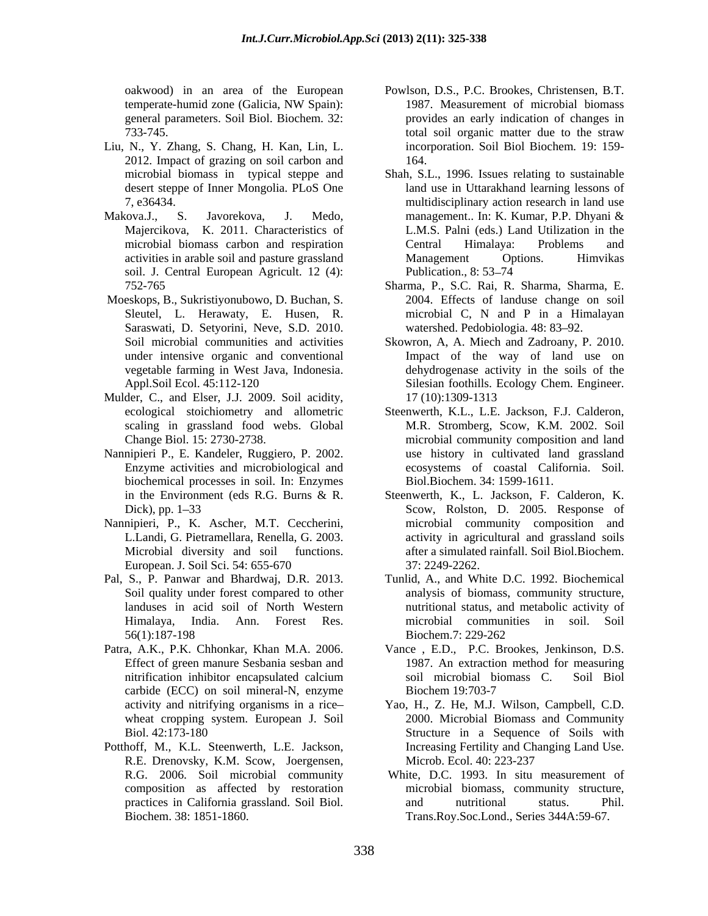oakwood) in an area of the European temperate-humid zone (Galicia, NW Spain): general parameters. Soil Biol. Biochem. 32: 733-745.

Liu, N., Y. Zhang, S. Chang, H. Kan, Lin, L. 2012. Impact of grazing on soil carbon and microbial biomass in typical steppe and desert steppe of Inner Mongolia. PLoS One 7, e36434.

Makova.J., S. Javorekova, J. Medo, Majercikova, K. 2011. Characteristics of microbial biomass carbon and respiration activities in arable soil and pasture grassland soil. J. Central European Agricult. 12 (4): 752-765

Moeskops, B., Sukristiyonubowo, D. Buchan, S. Sleutel, L. Herawaty, E. Husen, R. Saraswati, D. Setyorini, Neve, S.D. 2010. Soil microbial communities and activities under intensive organic and conventional vegetable farming in West Java, Indonesia. Appl.Soil Ecol. 45:112-120

Mulder, C., and Elser, J.J. 2009. Soil acidity, ecological stoichiometry and allometric scaling in grassland food webs. Global Change Biol. 15: 2730-2738.

Nannipieri P., E. Kandeler, Ruggiero, P. 2002. Enzyme activities and microbiological and biochemical processes in soil. In: Enzymes in the Environment (eds R.G. Burns & R. Dick), pp. 1–33

Nannipieri, P., K. Ascher, M.T. Ceccherini, L.Landi, G. Pietramellara, Renella, G. 2003. Microbial diversity and soil functions. European. J. Soil Sci. 54: 655-670

Pal, S., P. Panwar and Bhardwaj, D.R. 2013. Soil quality under forest compared to other landuses in acid soil of North Western Himalaya, India. Ann. Forest Res. 56(1):187-198

Patra, A.K., P.K. Chhonkar, Khan M.A. 2006. Effect of green manure Sesbania sesban and nitrification inhibitor encapsulated calcium carbide (ECC) on soil mineral-N, enzyme activity and nitrifying organisms in a rice–wheat cropping system. European J. Soil Biol. 42:173-180

Potthoff, M., K.L. Steenwerth, L.E. Jackson, R.E. Drenovsky, K.M. Scow, Joergensen, R.G. 2006. Soil microbial community composition as affected by restoration practices in California grassland. Soil Biol. Biochem. 38: 1851-1860.

Powlson, D.S., P.C. Brookes, Christensen, B.T. 1987. Measurement of microbial biomass provides an early indication of changes in total soil organic matter due to the straw incorporation. Soil Biol Biochem. 19: 159-164.

Shah, S.L., 1996. Issues relating to sustainable land use in Uttarakhand learning lessons of multidisciplinary action research in land use management.. In: K. Kumar, P.P. Dhyani & L.M.S. Palni (eds.) Land Utilization in the Central Himalaya: Problems and Management Options. Himvikas Publication., 8: 53–74

Sharma, P., S.C. Rai, R. Sharma, Sharma, E. 2004. Effects of landuse change on soil microbial C, N and P in a Himalayan watershed. Pedobiologia. 48: 83–92.

Skowron, A, A. Miech and Zadroany, P. 2010. Impact of the way of land use on dehydrogenase activity in the soils of the Silesian foothills. Ecology Chem. Engineer. 17 (10):1309-1313

Steenwerth, K.L., L.E. Jackson, F.J. Calderon, M.R. Stromberg, Scow, K.M. 2002. Soil microbial community composition and land use history in cultivated land grassland ecosystems of coastal California. Soil. Biol.Biochem. 34: 1599-1611.

Steenwerth, K., L. Jackson, F. Calderon, K. Scow, Rolston, D. 2005. Response of microbial community composition and activity in agricultural and grassland soils after a simulated rainfall. Soil Biol.Biochem. 37: 2249-2262.

Tunlid, A., and White D.C. 1992. Biochemical analysis of biomass, community structure, nutritional status, and metabolic activity of microbial communities in soil. Soil Biochem.7: 229-262

Vance , E.D., P.C. Brookes, Jenkinson, D.S. 1987. An extraction method for measuring soil microbial biomass C. Soil Biol Biochem 19:703-7

Yao, H., Z. He, M.J. Wilson, Campbell, C.D. 2000. Microbial Biomass and Community Structure in a Sequence of Soils with Increasing Fertility and Changing Land Use. Microb. Ecol. 40: 223-237

White, D.C. 1993. In situ measurement of microbial biomass, community structure, and nutritional status. Phil. Trans.Roy.Soc.Lond., Series 344A:59-67.